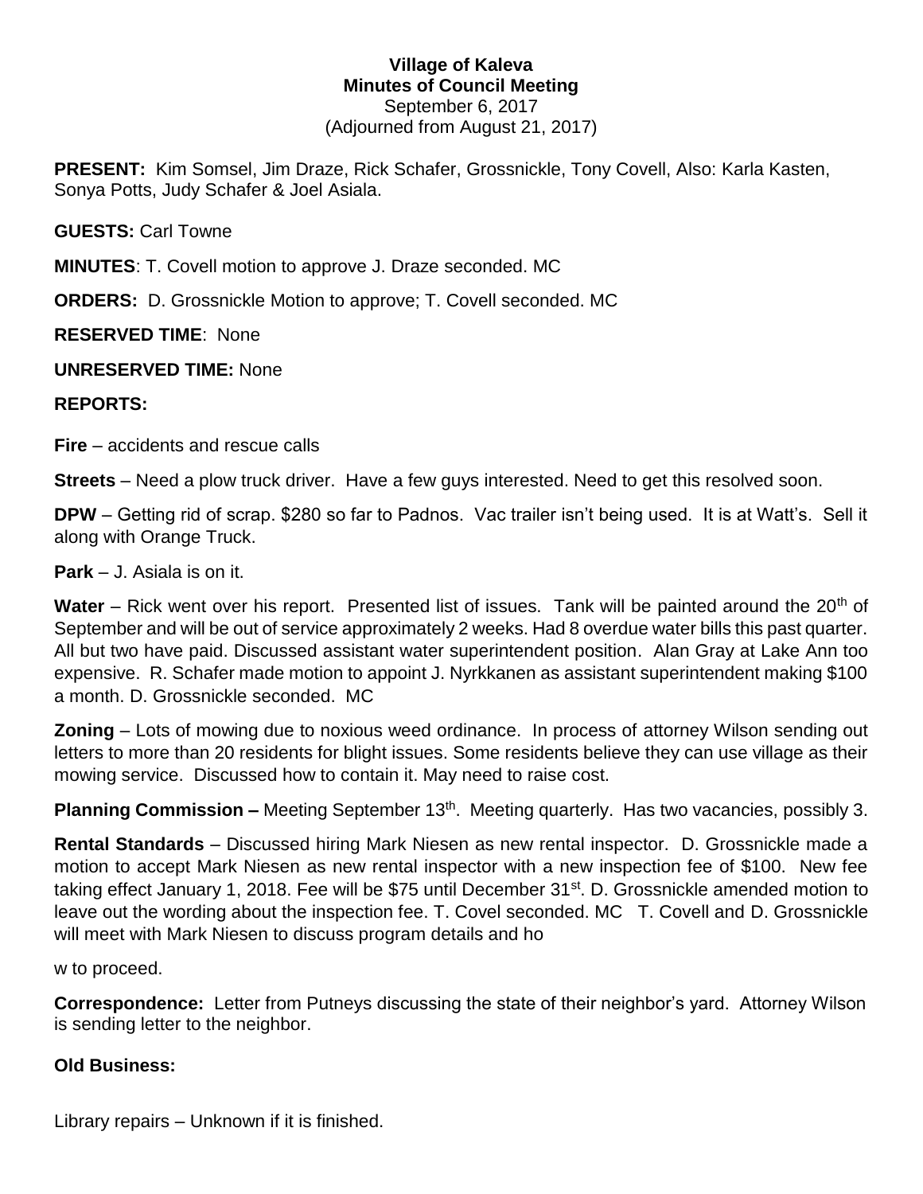**Village of Kaleva**
**Minutes of Council Meeting**
September 6, 2017
(Adjourned from August 21, 2017)

**PRESENT:** Kim Somsel, Jim Draze, Rick Schafer, Grossnickle, Tony Covell, Also: Karla Kasten, Sonya Potts, Judy Schafer & Joel Asiala.

**GUESTS:** Carl Towne

**MINUTES**: T. Covell motion to approve J. Draze seconded. MC

**ORDERS:** D. Grossnickle Motion to approve; T. Covell seconded. MC

**RESERVED TIME**: None

**UNRESERVED TIME:** None

**REPORTS:**

**Fire** – accidents and rescue calls

**Streets** – Need a plow truck driver. Have a few guys interested. Need to get this resolved soon.

**DPW** – Getting rid of scrap. $280 so far to Padnos. Vac trailer isn't being used. It is at Watt's. Sell it along with Orange Truck.

**Park** – J. Asiala is on it.

**Water** – Rick went over his report. Presented list of issues. Tank will be painted around the 20th of September and will be out of service approximately 2 weeks. Had 8 overdue water bills this past quarter. All but two have paid. Discussed assistant water superintendent position. Alan Gray at Lake Ann too expensive. R. Schafer made motion to appoint J. Nyrkkanen as assistant superintendent making $100 a month. D. Grossnickle seconded. MC

**Zoning** – Lots of mowing due to noxious weed ordinance. In process of attorney Wilson sending out letters to more than 20 residents for blight issues. Some residents believe they can use village as their mowing service. Discussed how to contain it. May need to raise cost.

**Planning Commission –** Meeting September 13th. Meeting quarterly. Has two vacancies, possibly 3.

**Rental Standards** – Discussed hiring Mark Niesen as new rental inspector. D. Grossnickle made a motion to accept Mark Niesen as new rental inspector with a new inspection fee of $100. New fee taking effect January 1, 2018. Fee will be $75 until December 31st. D. Grossnickle amended motion to leave out the wording about the inspection fee. T. Covel seconded. MC T. Covell and D. Grossnickle will meet with Mark Niesen to discuss program details and ho

w to proceed.

**Correspondence:** Letter from Putneys discussing the state of their neighbor's yard. Attorney Wilson is sending letter to the neighbor.

**Old Business:**

Library repairs – Unknown if it is finished.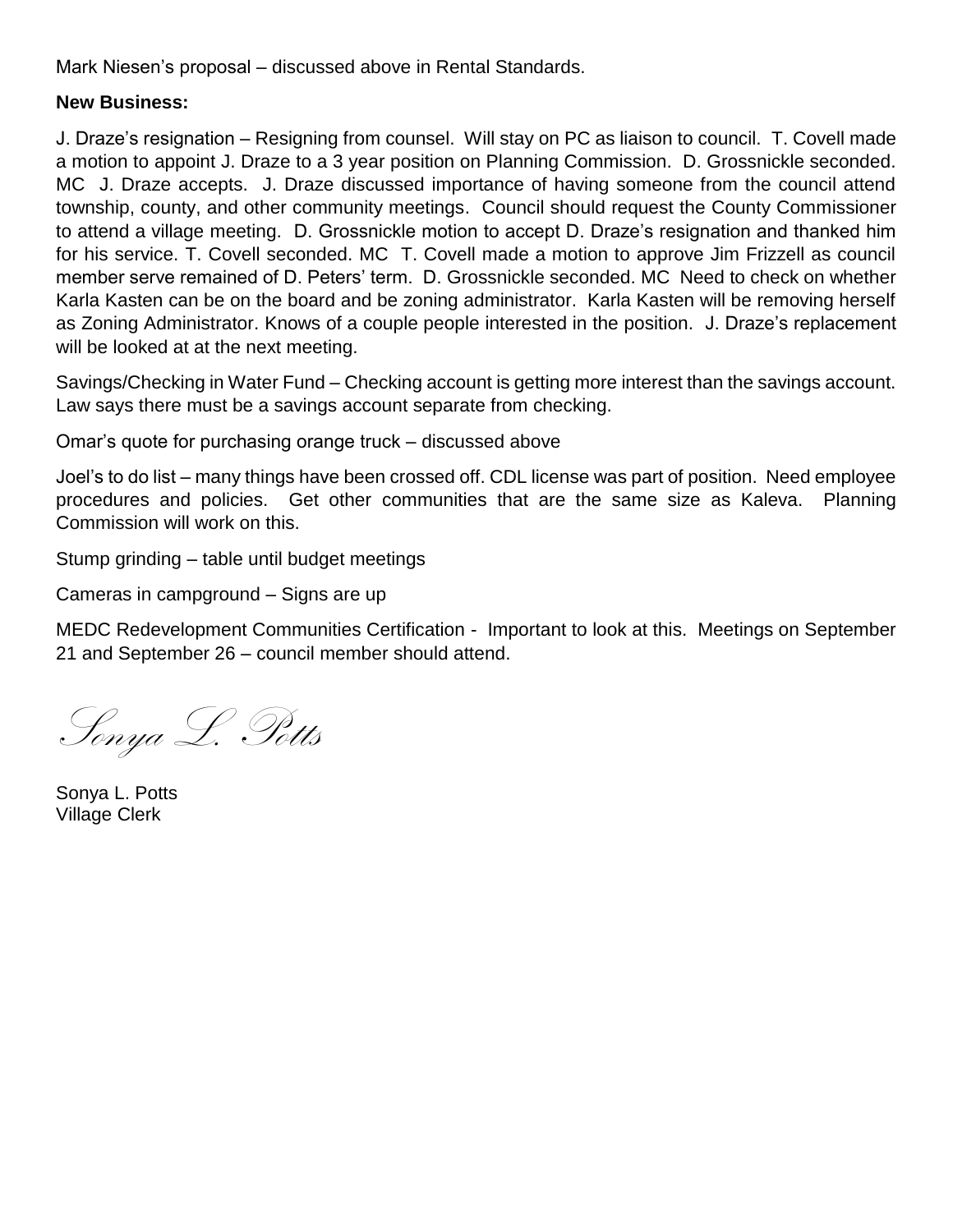Mark Niesen's proposal – discussed above in Rental Standards.

**New Business:**

J. Draze's resignation – Resigning from counsel. Will stay on PC as liaison to council. T. Covell made a motion to appoint J. Draze to a 3 year position on Planning Commission. D. Grossnickle seconded. MC J. Draze accepts. J. Draze discussed importance of having someone from the council attend township, county, and other community meetings. Council should request the County Commissioner to attend a village meeting. D. Grossnickle motion to accept D. Draze's resignation and thanked him for his service. T. Covell seconded. MC T. Covell made a motion to approve Jim Frizzell as council member serve remained of D. Peters' term. D. Grossnickle seconded. MC Need to check on whether Karla Kasten can be on the board and be zoning administrator. Karla Kasten will be removing herself as Zoning Administrator. Knows of a couple people interested in the position. J. Draze's replacement will be looked at at the next meeting.

Savings/Checking in Water Fund – Checking account is getting more interest than the savings account. Law says there must be a savings account separate from checking.

Omar's quote for purchasing orange truck – discussed above

Joel's to do list – many things have been crossed off. CDL license was part of position. Need employee procedures and policies. Get other communities that are the same size as Kaleva. Planning Commission will work on this.

Stump grinding – table until budget meetings

Cameras in campground – Signs are up

MEDC Redevelopment Communities Certification - Important to look at this. Meetings on September 21 and September 26 – council member should attend.

*Sonya L. Potts*

Sonya L. Potts
Village Clerk